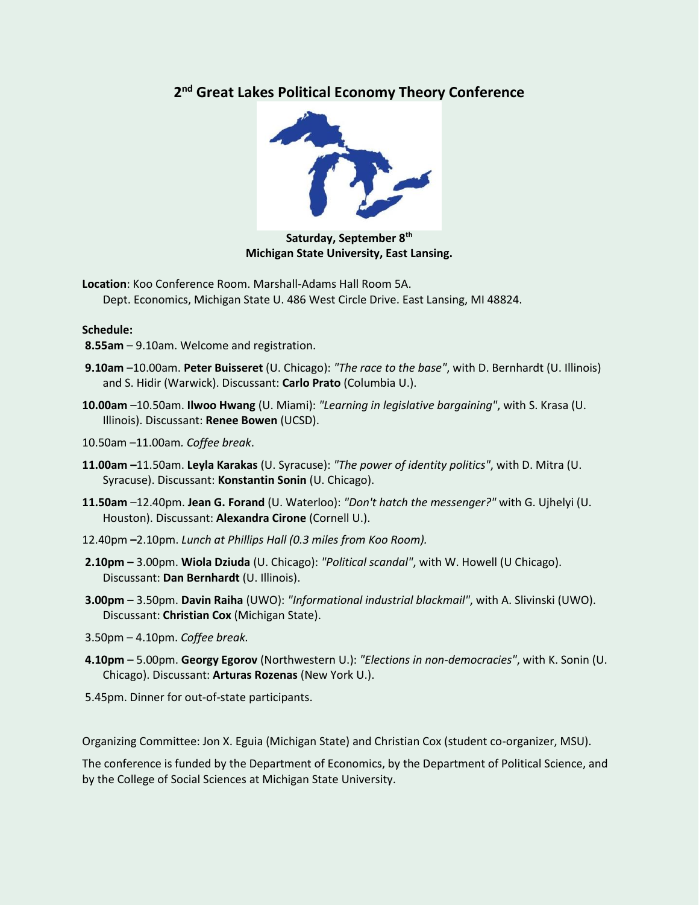# 2nd Great Lakes Political Economy Theory Conference

**Saturday, September 8th**
**Michigan State University, East Lansing.**

**Location**: Koo Conference Room. Marshall-Adams Hall Room 5A.
Dept. Economics, Michigan State U. 486 West Circle Drive. East Lansing, MI 48824.

**Schedule:**

**8.55am** – 9.10am. Welcome and registration.

**9.10am** –10.00am. **Peter Buisseret** (U. Chicago): *"The race to the base"*, with D. Bernhardt (U. Illinois) and S. Hidir (Warwick). Discussant: **Carlo Prato** (Columbia U.).

**10.00am** –10.50am. **Ilwoo Hwang** (U. Miami): *"Learning in legislative bargaining"*, with S. Krasa (U. Illinois). Discussant: **Renee Bowen** (UCSD).

10.50am –11.00am. *Coffee break*.

**11.00am –**11.50am. **Leyla Karakas** (U. Syracuse): *"The power of identity politics"*, with D. Mitra (U. Syracuse). Discussant: **Konstantin Sonin** (U. Chicago).

**11.50am** –12.40pm. **Jean G. Forand** (U. Waterloo): *"Don't hatch the messenger?"* with G. Ujhelyi (U. Houston). Discussant: **Alexandra Cirone** (Cornell U.).

12.40pm **–**2.10pm. *Lunch at Phillips Hall (0.3 miles from Koo Room).*

**2.10pm –** 3.00pm. **Wiola Dziuda** (U. Chicago): *"Political scandal"*, with W. Howell (U Chicago). Discussant: **Dan Bernhardt** (U. Illinois).

**3.00pm** – 3.50pm. **Davin Raiha** (UWO): *"Informational industrial blackmail"*, with A. Slivinski (UWO). Discussant: **Christian Cox** (Michigan State).

3.50pm – 4.10pm. *Coffee break.*

**4.10pm** – 5.00pm. **Georgy Egorov** (Northwestern U.): *"Elections in non-democracies"*, with K. Sonin (U. Chicago). Discussant: **Arturas Rozenas** (New York U.).

5.45pm. Dinner for out-of-state participants.

Organizing Committee: Jon X. Eguia (Michigan State) and Christian Cox (student co-organizer, MSU).

The conference is funded by the Department of Economics, by the Department of Political Science, and by the College of Social Sciences at Michigan State University.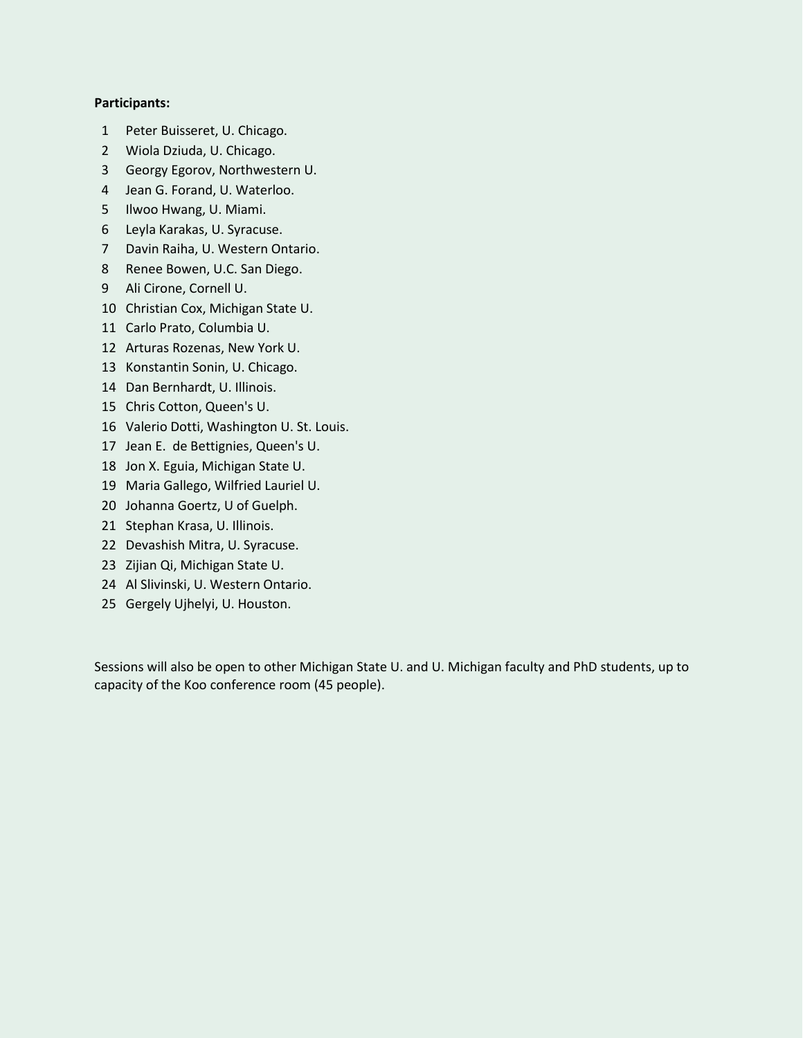**Participants:**

1. Peter Buisseret, U. Chicago.
2. Wiola Dziuda, U. Chicago.
3. Georgy Egorov, Northwestern U.
4. Jean G. Forand, U. Waterloo.
5. Ilwoo Hwang, U. Miami.
6. Leyla Karakas, U. Syracuse.
7. Davin Raiha, U. Western Ontario.
8. Renee Bowen, U.C. San Diego.
9. Ali Cirone, Cornell U.
10. Christian Cox, Michigan State U.
11. Carlo Prato, Columbia U.
12. Arturas Rozenas, New York U.
13. Konstantin Sonin, U. Chicago.
14. Dan Bernhardt, U. Illinois.
15. Chris Cotton, Queen's U.
16. Valerio Dotti, Washington U. St. Louis.
17. Jean E. de Bettignies, Queen's U.
18. Jon X. Eguia, Michigan State U.
19. Maria Gallego, Wilfried Lauriel U.
20. Johanna Goertz, U of Guelph.
21. Stephan Krasa, U. Illinois.
22. Devashish Mitra, U. Syracuse.
23. Zijian Qi, Michigan State U.
24. Al Slivinski, U. Western Ontario.
25. Gergely Ujhelyi, U. Houston.

Sessions will also be open to other Michigan State U. and U. Michigan faculty and PhD students, up to capacity of the Koo conference room (45 people).